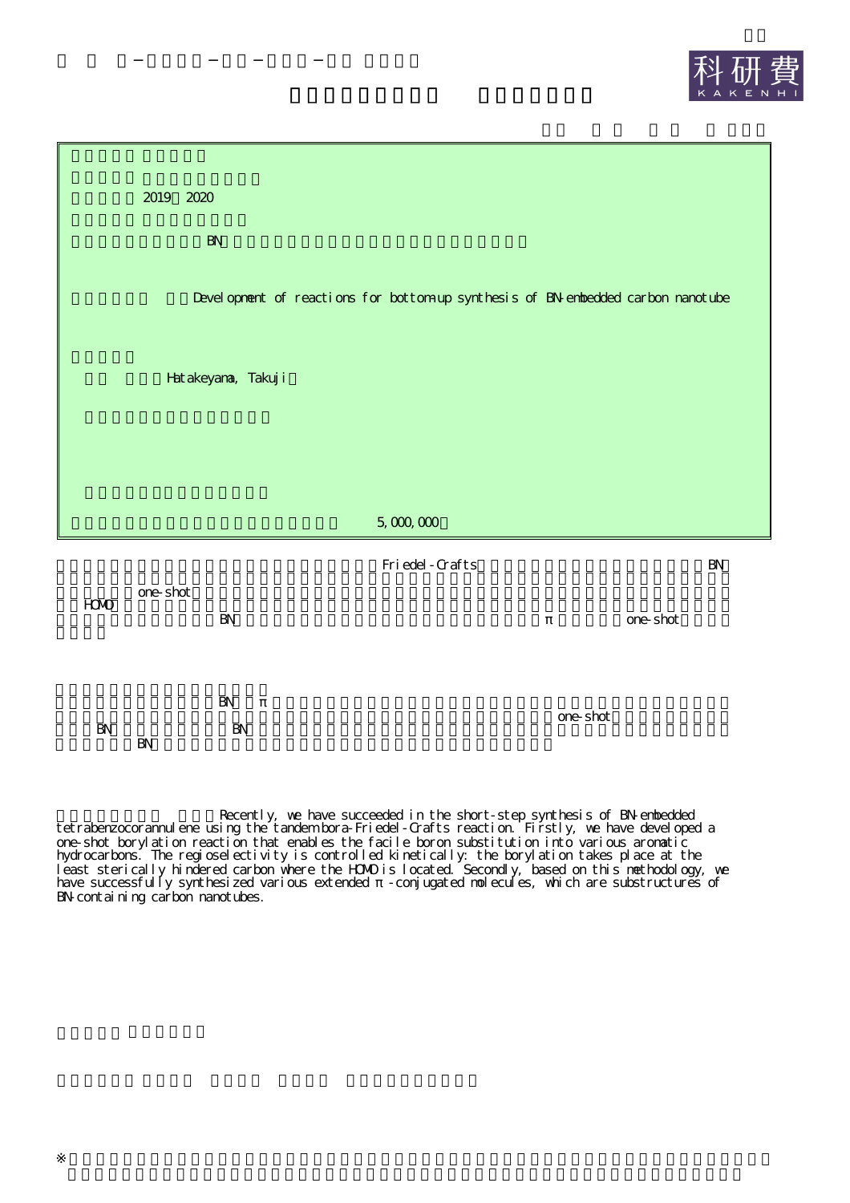2019 2020

BN

Development of reactions for bottom-up synthesis of BN-embedded carbon nanotube

Hatakeyama, Takuji

5,000,000

Friedel-Crafts BN

one-shot

HOMO

BN π one-shot

BN π

one-shot

BN BN

BN

Recently, we have succeeded in the short-step synthesis of BN-embedded tetrabenzocorannulene using the tandem bora-Friedel-Crafts reaction. Firstly, we have developed a one-shot borylation reaction that enables the facile boron substitution into various aromatic hydrocarbons. The regioselectivity is controlled kinetically: the borylation takes place at the least sterically hindered carbon where the HOMO is located. Secondly, based on this methodology, we have successfully synthesized various extended π-conjugated molecules, which are substructures of BN-containing carbon nanotubes.

※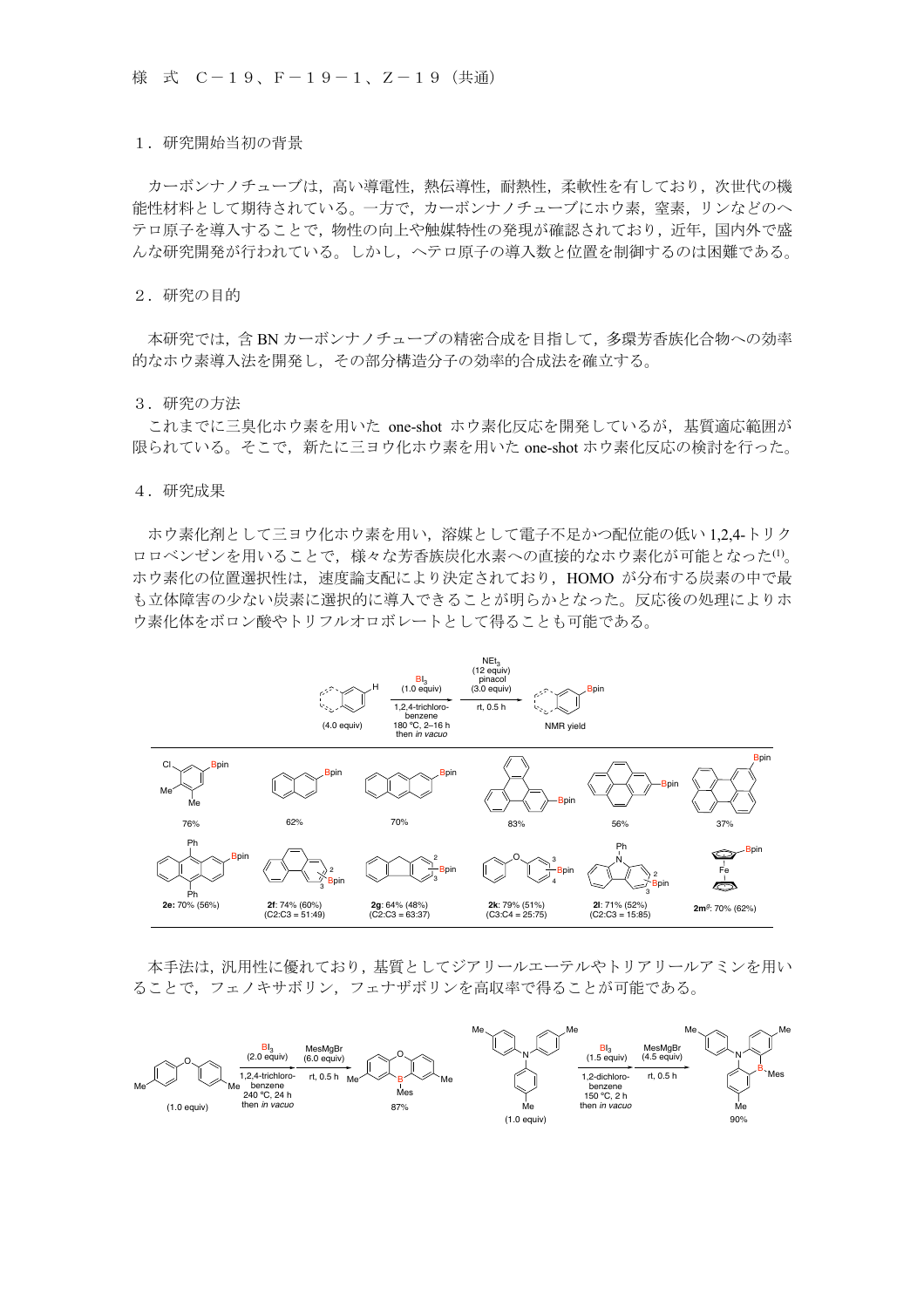様　式　C－１９、F－１９－１、Z－１９（共通）

１．研究開始当初の背景

カーボンナノチューブは，高い導電性，熱伝導性，耐熱性，柔軟性を有しており，次世代の機能性材料として期待されている。一方で，カーボンナノチューブにホウ素，窒素，リンなどのヘテロ原子を導入することで，物性の向上や触媒特性の発現が確認されており，近年，国内外で盛んな研究開発が行われている。しかし，ヘテロ原子の導入数と位置を制御するのは困難である。

２．研究の目的

本研究では，含 BN カーボンナノチューブの精密合成を目指して，多環芳香族化合物への効率的なホウ素導入法を開発し，その部分構造分子の効率的合成法を確立する。

３．研究の方法

これまでに三臭化ホウ素を用いた one-shot ホウ素化反応を開発しているが，基質適応範囲が限られている。そこで，新たに三ヨウ化ホウ素を用いた one-shot ホウ素化反応の検討を行った。

４．研究成果

ホウ素化剤として三ヨウ化ホウ素を用い，溶媒として電子不足かつ配位能の低い 1,2,4-トリクロロベンゼンを用いることで，様々な芳香族炭化水素への直接的なホウ素化が可能となった[1]。ホウ素化の位置選択性は，速度論支配により決定されており，HOMO が分布する炭素の中で最も立体障害の少ない炭素に選択的に導入できることが明らかとなった。反応後の処理によりホウ素化体をボロン酸やトリフルオロボレートとして得ることも可能である。

Ar–H (4.0 equiv) → $BI_3$ (1.0 equiv), 1,2,4-trichlorobenzene, 180 °C, 2–16 h, then *in vacuo* → $NEt_3$ (12 equiv), pinacol (3.0 equiv), rt, 0.5 h → Ar–Bpin (NMR yield)

76%, 62%, 70%, 83%, 56%, 37%

**2e**: 70% (56%)　**2f**: 74% (60%) (C2:C3 = 51:49)　**2g**: 64% (48%) (C2:C3 = 63:37)　**2k**: 79% (51%) (C3:C4 = 25:75)　**2l**: 71% (52%) (C2:C3 = 15:85)　**2m**[a]: 70% (62%)

本手法は，汎用性に優れており，基質としてジアリールエーテルやトリアリールアミンを用いることで，フェノキサボリン，フェナザボリンを高収率で得ることが可能である。

(1.0 equiv) → $BI_3$ (2.0 equiv), 1,2,4-trichlorobenzene, 240 °C, 24 h, then *in vacuo* → MesMgBr (6.0 equiv), rt, 0.5 h → 87%

(1.0 equiv) → $BI_3$ (1.5 equiv), 1,2-dichlorobenzene, 150 °C, 2 h, then *in vacuo* → MesMgBr (4.5 equiv), rt, 0.5 h → 90%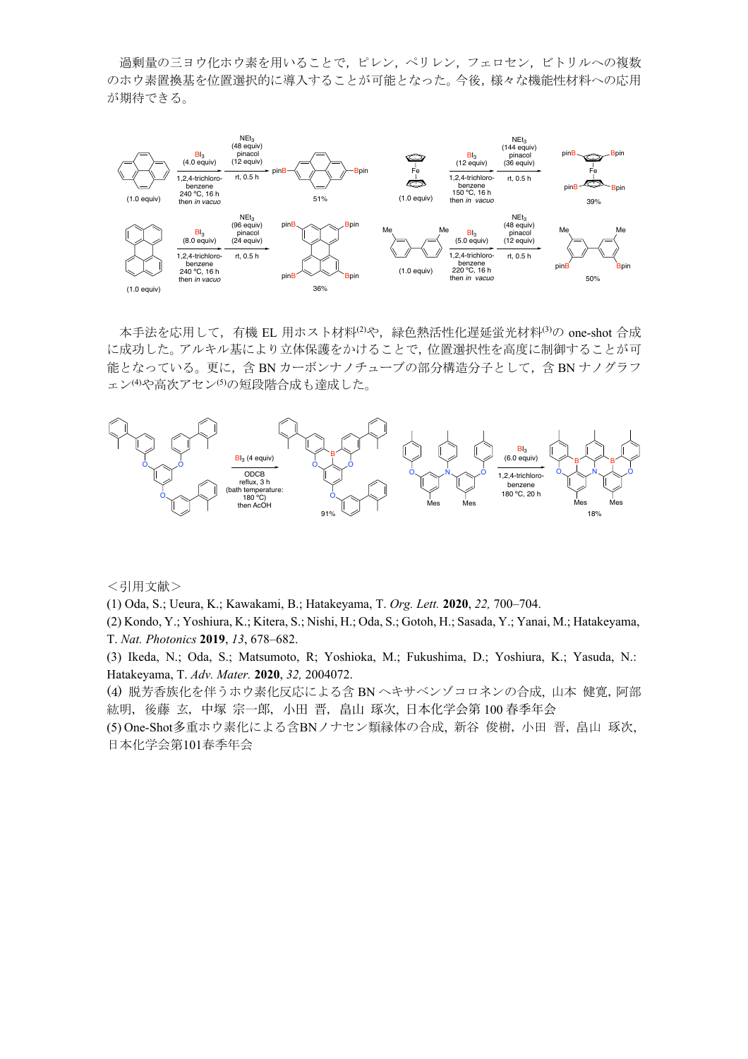過剰量の三ヨウ化ホウ素を用いることで，ピレン，ペリレン，フェロセン，ビトリルへの複数のホウ素置換基を位置選択的に導入することが可能となった。今後，様々な機能性材料への応用が期待できる。

本手法を応用して，有機 EL 用ホスト材料[2]や，緑色熱活性化遅延蛍光材料[3]の one-shot 合成に成功した。アルキル基により立体保護をかけることで，位置選択性を高度に制御することが可能となっている。更に，含 BN カーボンナノチューブの部分構造分子として，含 BN ナノグラフェン[4]や高次アセン[5]の短段階合成も達成した。

＜引用文献＞

(1) Oda, S.; Ueura, K.; Kawakami, B.; Hatakeyama, T. *Org. Lett.* **2020**, *22,* 700–704.

(2) Kondo, Y.; Yoshiura, K.; Kitera, S.; Nishi, H.; Oda, S.; Gotoh, H.; Sasada, Y.; Yanai, M.; Hatakeyama, T. *Nat. Photonics* **2019**, *13*, 678–682.

(3) Ikeda, N.; Oda, S.; Matsumoto, R; Yoshioka, M.; Fukushima, D.; Yoshiura, K.; Yasuda, N.: Hatakeyama, T. *Adv. Mater.* **2020**, *32,* 2004072.

(4) 脱芳香族化を伴うホウ素化反応による含 BN ヘキサベンゾコロネンの合成, 山本 健寛, 阿部 紘明, 後藤 玄, 中塚 宗一郎, 小田 晋, 畠山 琢次, 日本化学会第 100 春季年会

(5) One-Shot多重ホウ素化による含BNノナセン類縁体の合成, 新谷 俊樹, 小田 晋, 畠山 琢次, 日本化学会第101春季年会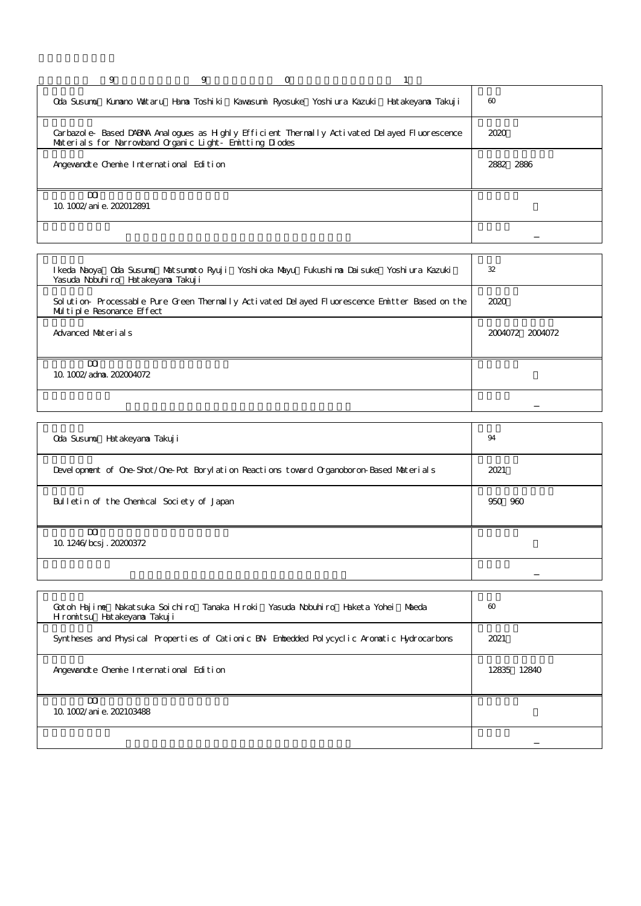9 9 0 1

| | |
|---|---|
| Oda Susumu、Kumano Wataru、Hama Toshiki、Kawasumi Ryosuke、Yoshiura Kazuki、Hatakeyama Takuji | 60 |
| Carbazole‐Based DABNA Analogues as Highly Efficient Thermally Activated Delayed Fluorescence Materials for Narrowband Organic Light‐Emitting Diodes | 2020 |
| Angewandte Chemie International Edition | 2882～2886 |
| DOI<br>10.1002/anie.202012891 | |
| | － |

| | |
|---|---|
| Ikeda Naoya、Oda Susumu、Matsumoto Ryuji、Yoshioka Mayu、Fukushima Daisuke、Yoshiura Kazuki、Yasuda Nobuhiro、Hatakeyama Takuji | 32 |
| Solution‐Processable Pure Green Thermally Activated Delayed Fluorescence Emitter Based on the Multiple Resonance Effect | 2020 |
| Advanced Materials | 2004072～2004072 |
| DOI<br>10.1002/adma.202004072 | |
| | － |

| | |
|---|---|
| Oda Susumu、Hatakeyama Takuji | 94 |
| Development of One-Shot/One-Pot Borylation Reactions toward Organoboron-Based Materials | 2021 |
| Bulletin of the Chemical Society of Japan | 950～960 |
| DOI<br>10.1246/bcsj.20200372 | |
| | － |

| | |
|---|---|
| Gotoh Hajime、Nakatsuka Soichiro、Tanaka Hiroki、Yasuda Nobuhiro、Haketa Yohei、Maeda Hiromitsu、Hatakeyama Takuji | 60 |
| Syntheses and Physical Properties of Cationic BN‐Embedded Polycyclic Aromatic Hydrocarbons | 2021 |
| Angewandte Chemie International Edition | 12835～12840 |
| DOI<br>10.1002/anie.202103488 | |
| | － |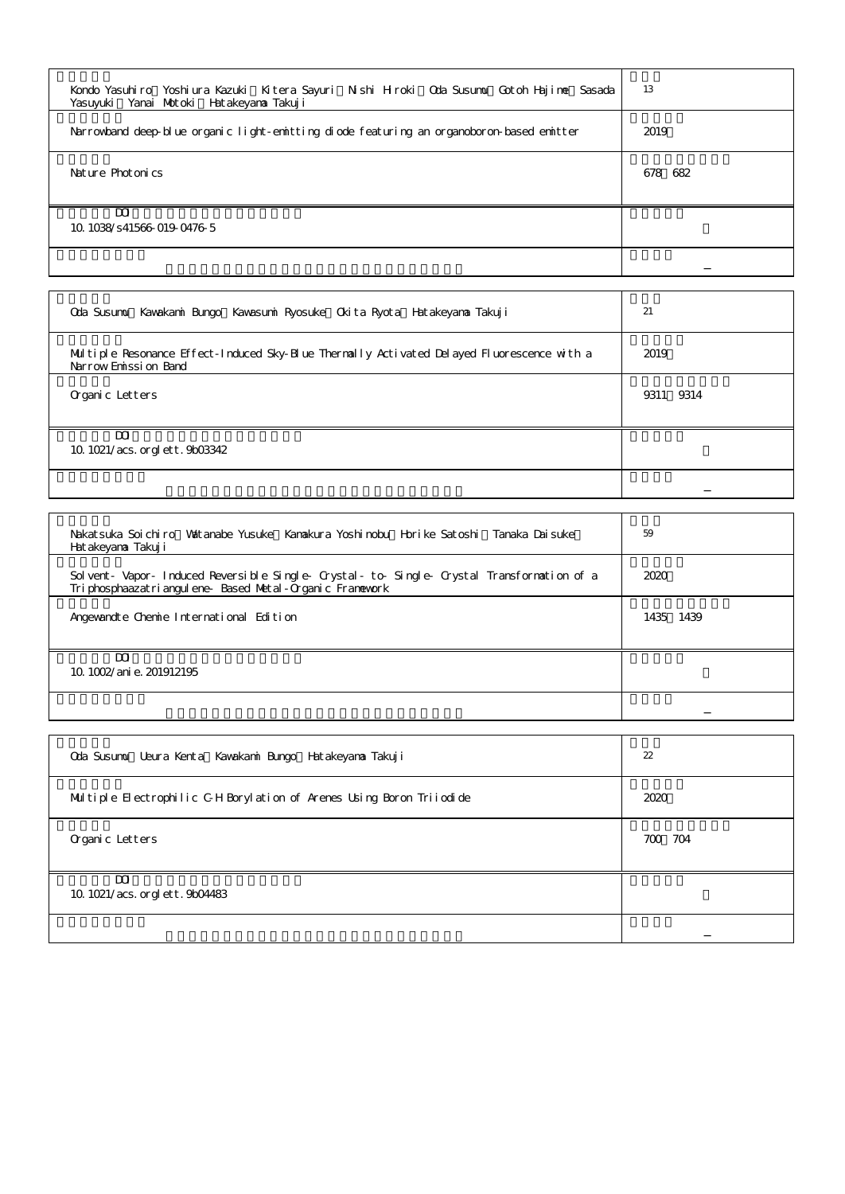| | |
|---|---|
| Kondo Yasuhiro　Yoshiura Kazuki　Kitera Sayuri　Nishi Hiroki　Oda Susumu　Gotoh Hajime　Sasada Yasuyuki　Yanai Motoki　Hatakeyama Takuji | 13 |
| Narrowband deep-blue organic light-emitting diode featuring an organoboron-based emitter | 2019 |
| Nature Photonics | 678　682 |
| DOI<br>10.1038/s41566-019-0476-5 | |
| | － |

| | |
|---|---|
| Oda Susumu　Kawakami Bungo　Kawasumi Ryosuke　Okita Ryota　Hatakeyama Takuji | 21 |
| Multiple Resonance Effect-Induced Sky-Blue Thermally Activated Delayed Fluorescence with a Narrow Emission Band | 2019 |
| Organic Letters | 9311　9314 |
| DOI<br>10.1021/acs.orglett.9b03342 | |
| | － |

| | |
|---|---|
| Nakatsuka Soichiro　Watanabe Yusuke　Kamakura Yoshinobu　Horike Satoshi　Tanaka Daisuke　Hatakeyama Takuji | 59 |
| Solvent- Vapor- Induced Reversible Single- Crystal- to- Single- Crystal Transformation of a Triphosphaazatriangulene- Based Metal-Organic Framework | 2020 |
| Angewandte Chemie International Edition | 1435　1439 |
| DOI<br>10.1002/anie.201912195 | |
| | － |

| | |
|---|---|
| Oda Susumu　Ueura Kenta　Kawakami Bungo　Hatakeyama Takuji | 22 |
| Multiple Electrophilic C-H Borylation of Arenes Using Boron Triiodide | 2020 |
| Organic Letters | 700　704 |
| DOI<br>10.1021/acs.orglett.9b04483 | |
| | － |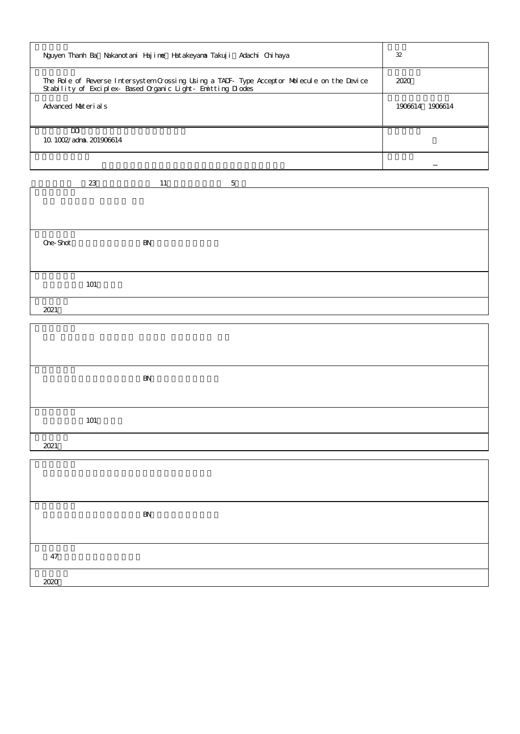| | |
|---|---|
| Nguyen Thanh Ba Nakanotani Hajime Hatakeyama Takuji Adachi Chihaya | 32 |
| The Role of Reverse Intersystem Crossing Using a TADF-Type Acceptor Molecule on the Device Stability of Exciplex-Based Organic Light-Emitting Diodes | 2020 |
| Advanced Materials | 1906614 1906614 |
| DOI<br>10.1002/adma.201906614 | |
| | – |

23 11 5

| |
|---|
| |
| One-Shot BN |
| 101 |
| 2021 |

| |
|---|
| |
| BN |
| 101 |
| 2021 |

| |
|---|
| |
| BN |
| 47 |
| 2020 |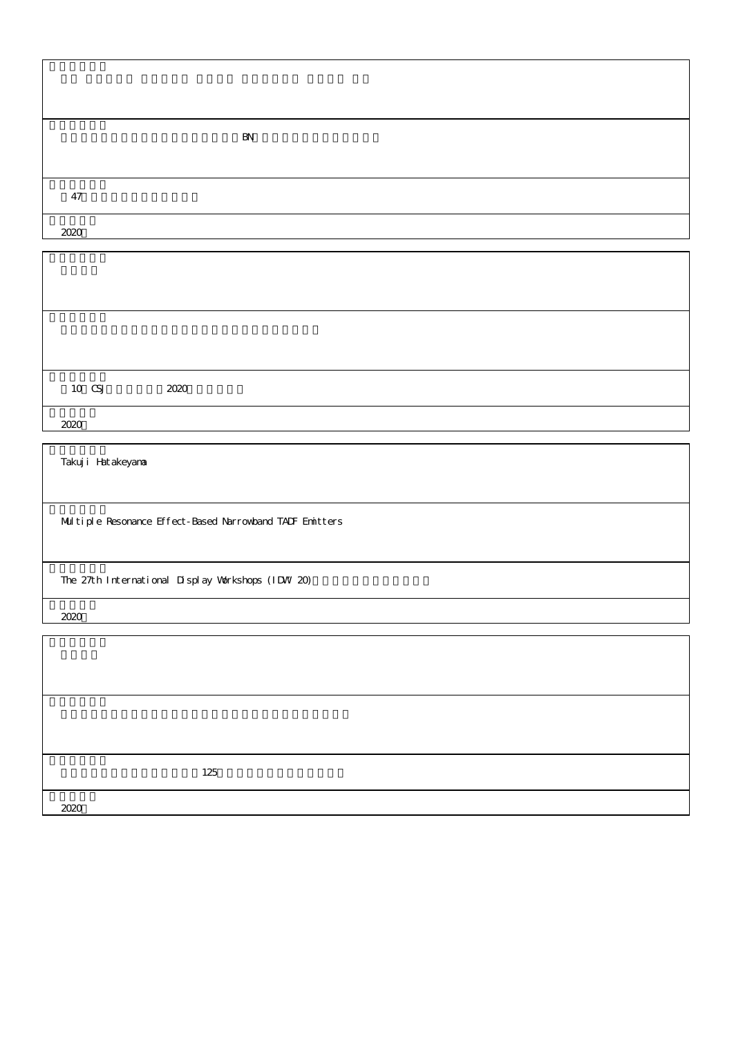BN

47

2020

10 CSJ 2020

2020

Takuji Hatakeyama

Multiple Resonance Effect-Based Narrowband TADF Emitters

The 27th International Display Workshops (IDW 20)

2020

125

2020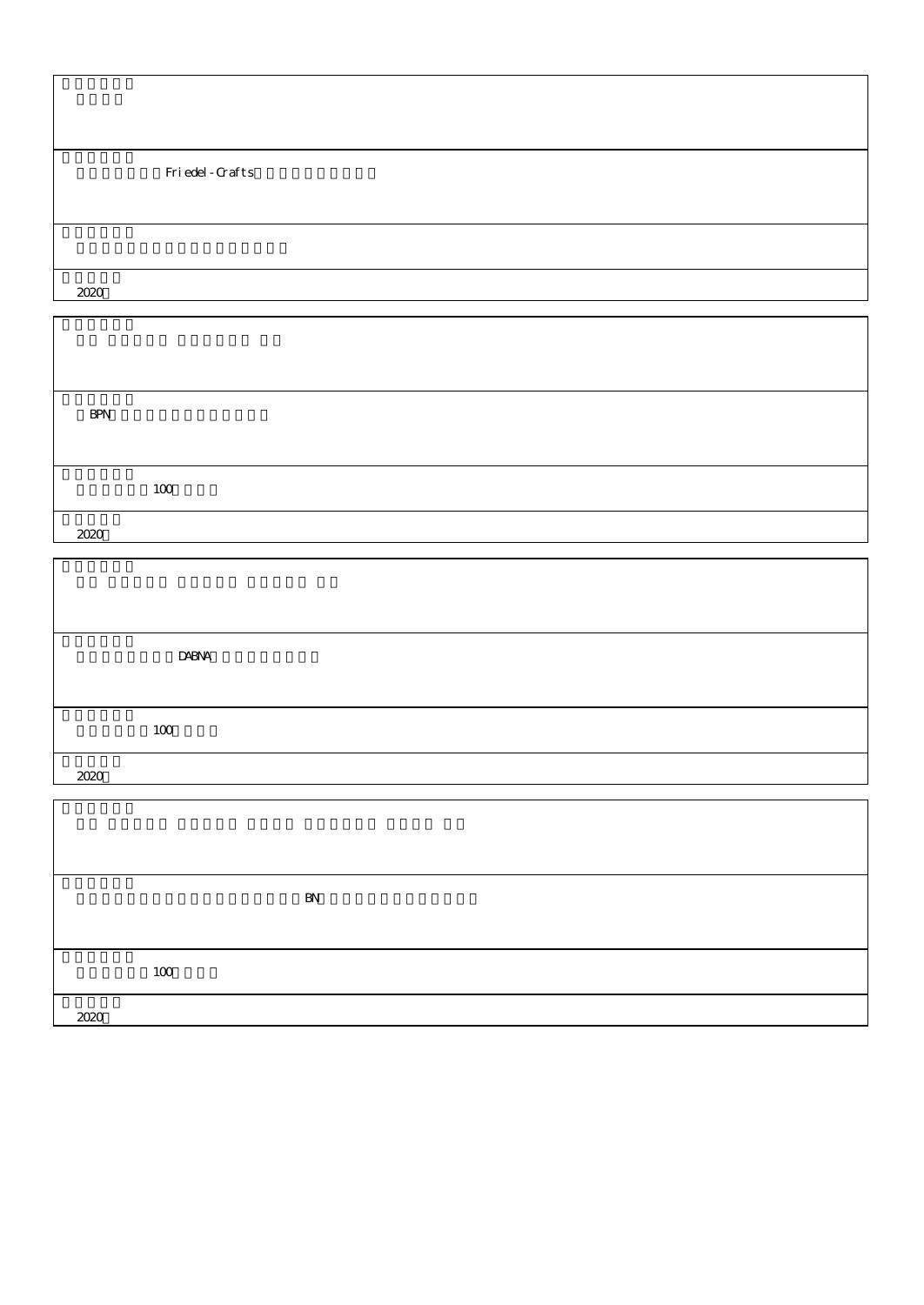Friedel-Crafts

2020

BPN

100

2020

DABNA

100

2020

BN

100

2020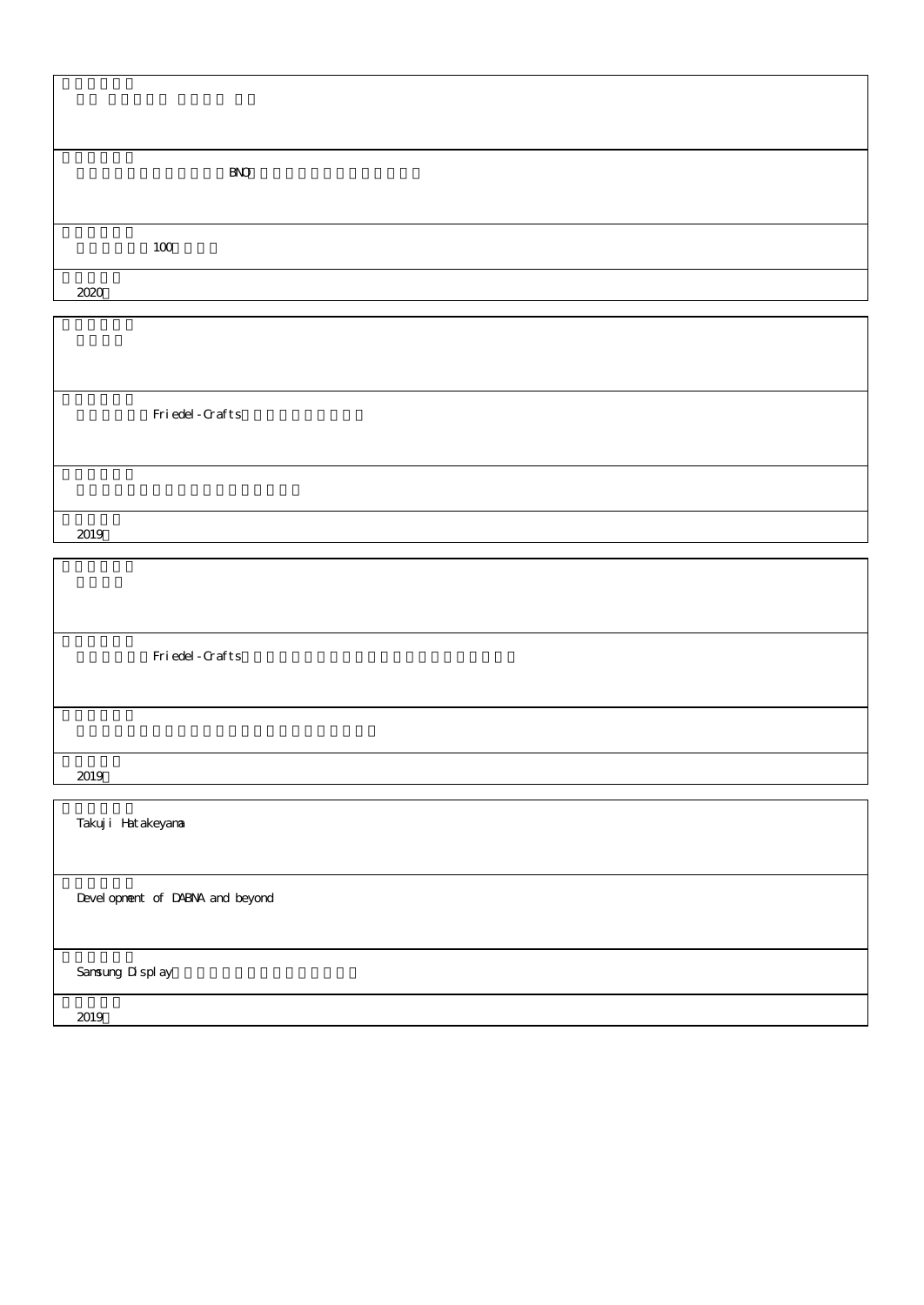BNQ

100

2020

---

Friedel-Crafts

2019

---

Friedel-Crafts

2019

---

Takuji Hatakeyama

Development of DABNA and beyond

Samsung Display

2019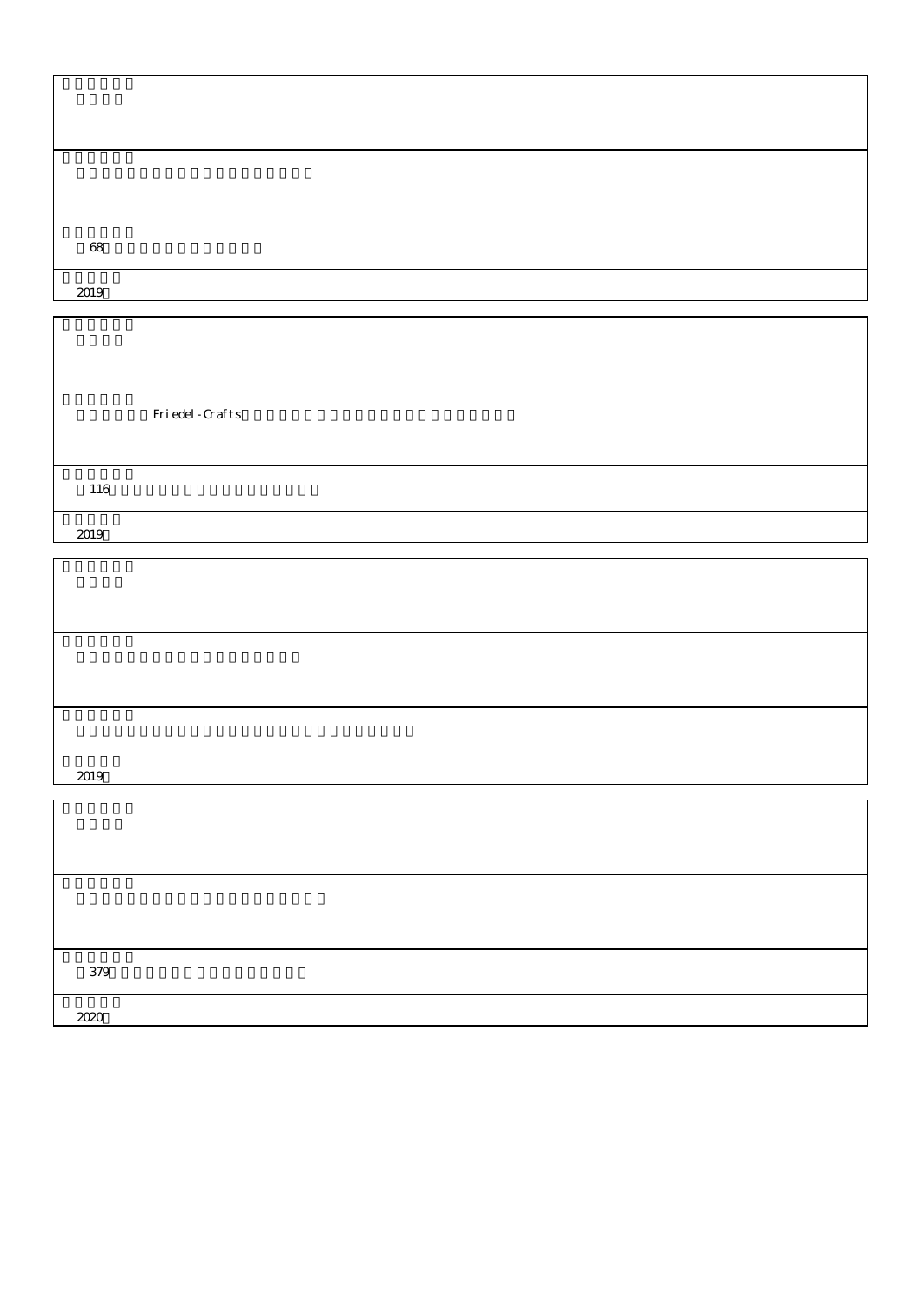68

2019

Friedel-Crafts

116

2019

2019

379

2020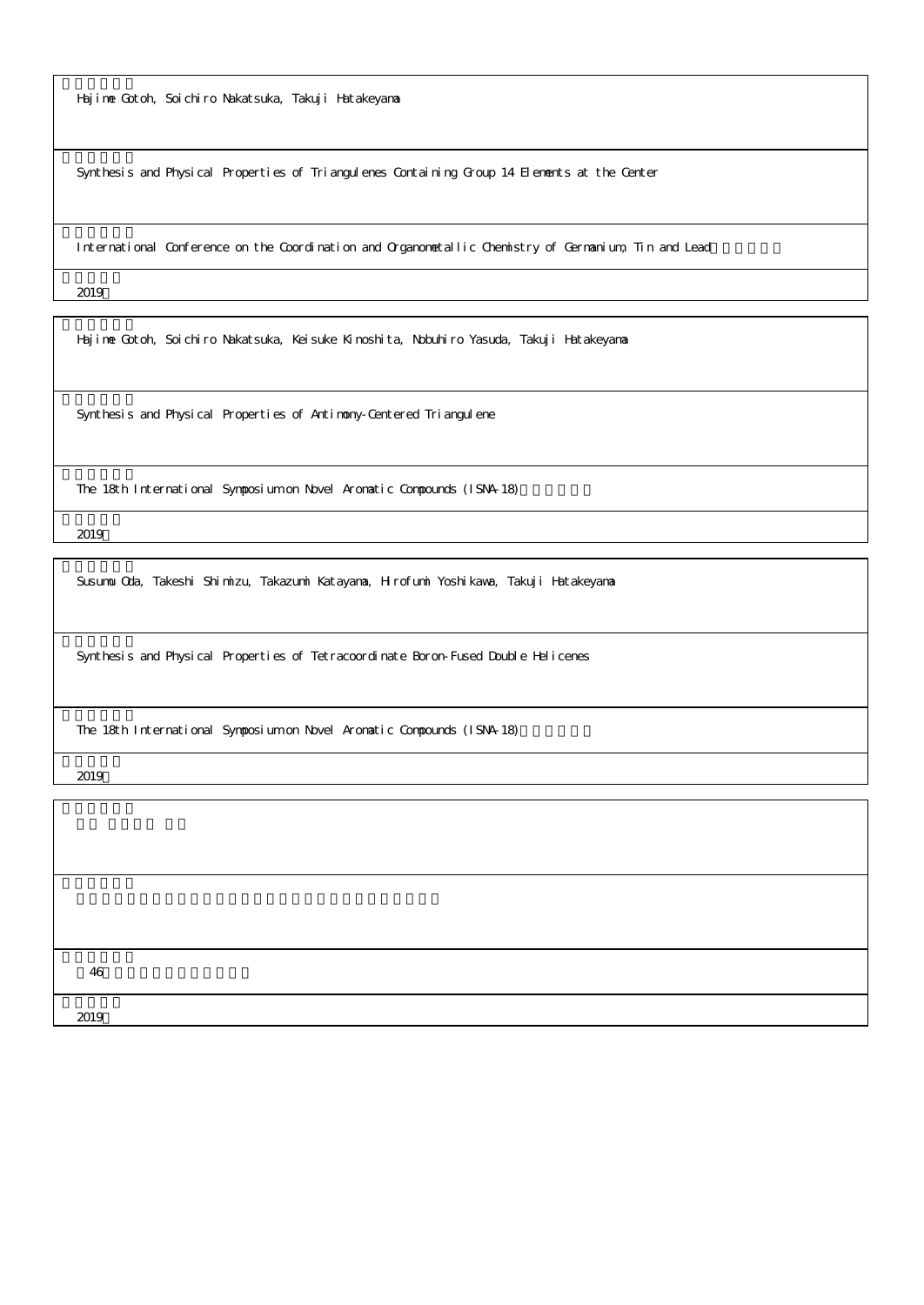Hajime Gotoh, Soichiro Nakatsuka, Takuji Hatakeyama

Synthesis and Physical Properties of Triangulenes Containing Group 14 Elements at the Center

International Conference on the Coordination and Organometallic Chemistry of Germanium, Tin and Lead

2019

---

Hajime Gotoh, Soichiro Nakatsuka, Keisuke Kinoshita, Nobuhiro Yasuda, Takuji Hatakeyama

Synthesis and Physical Properties of Antimony-Centered Triangulene

The 18th International Symposium on Novel Aromatic Compounds (ISNA-18)

2019

---

Susumu Oda, Takeshi Shimizu, Takazumi Katayama, Hirofumi Yoshikawa, Takuji Hatakeyama

Synthesis and Physical Properties of Tetracoordinate Boron-Fused Double Helicenes

The 18th International Symposium on Novel Aromatic Compounds (ISNA-18)

2019

---

46

2019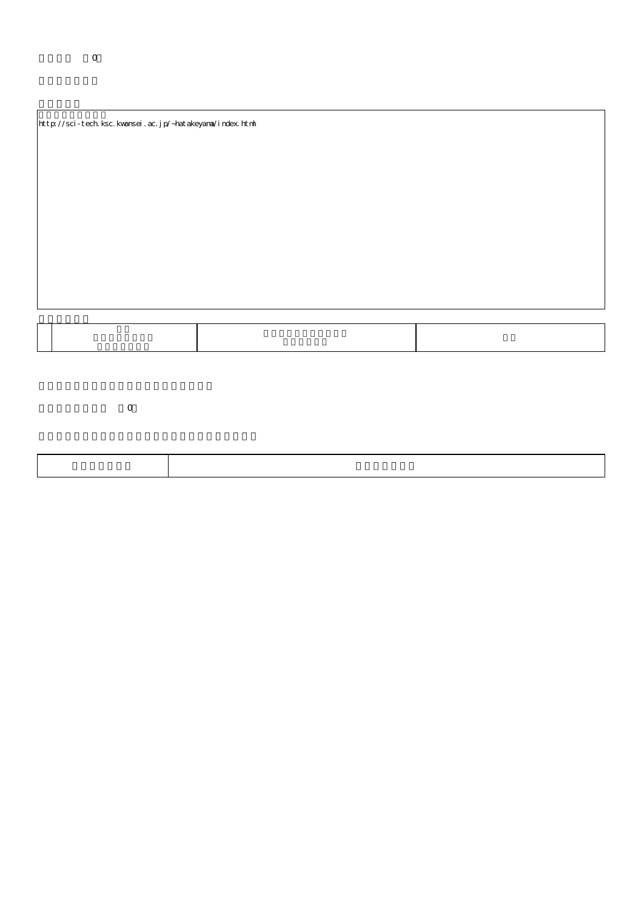0

http://sci-tech.ksc.kwansei.ac.jp/~hatakeyama/index.html

| | | | |
|---|---|---|---|
| | | | |

0

| | |
|---|---|
| | |